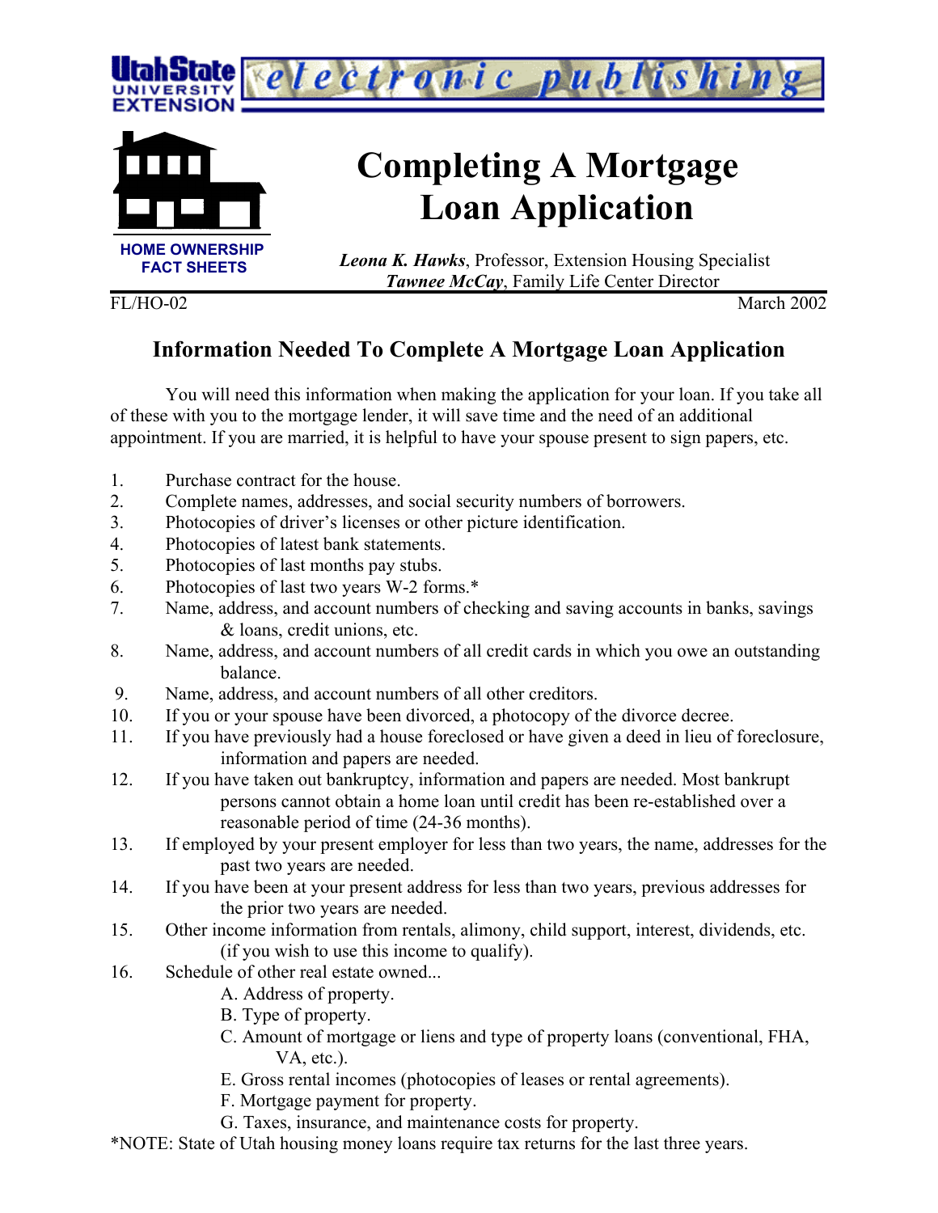Utah State University Extension — electronic publishing

HOME OWNERSHIP FACT SHEETS

# Completing A Mortgage Loan Application

***Leona K. Hawks***, Professor, Extension Housing Specialist
***Tawnee McCay***, Family Life Center Director

FL/HO-02 March 2002

## Information Needed To Complete A Mortgage Loan Application

You will need this information when making the application for your loan. If you take all of these with you to the mortgage lender, it will save time and the need of an additional appointment. If you are married, it is helpful to have your spouse present to sign papers, etc.

1. Purchase contract for the house.
2. Complete names, addresses, and social security numbers of borrowers.
3. Photocopies of driver's licenses or other picture identification.
4. Photocopies of latest bank statements.
5. Photocopies of last months pay stubs.
6. Photocopies of last two years W-2 forms.*
7. Name, address, and account numbers of checking and saving accounts in banks, savings & loans, credit unions, etc.
8. Name, address, and account numbers of all credit cards in which you owe an outstanding balance.
9. Name, address, and account numbers of all other creditors.
10. If you or your spouse have been divorced, a photocopy of the divorce decree.
11. If you have previously had a house foreclosed or have given a deed in lieu of foreclosure, information and papers are needed.
12. If you have taken out bankruptcy, information and papers are needed. Most bankrupt persons cannot obtain a home loan until credit has been re-established over a reasonable period of time (24-36 months).
13. If employed by your present employer for less than two years, the name, addresses for the past two years are needed.
14. If you have been at your present address for less than two years, previous addresses for the prior two years are needed.
15. Other income information from rentals, alimony, child support, interest, dividends, etc. (if you wish to use this income to qualify).
16. Schedule of other real estate owned...
    - A. Address of property.
    - B. Type of property.
    - C. Amount of mortgage or liens and type of property loans (conventional, FHA, VA, etc.).
    - E. Gross rental incomes (photocopies of leases or rental agreements).
    - F. Mortgage payment for property.
    - G. Taxes, insurance, and maintenance costs for property.

*NOTE: State of Utah housing money loans require tax returns for the last three years.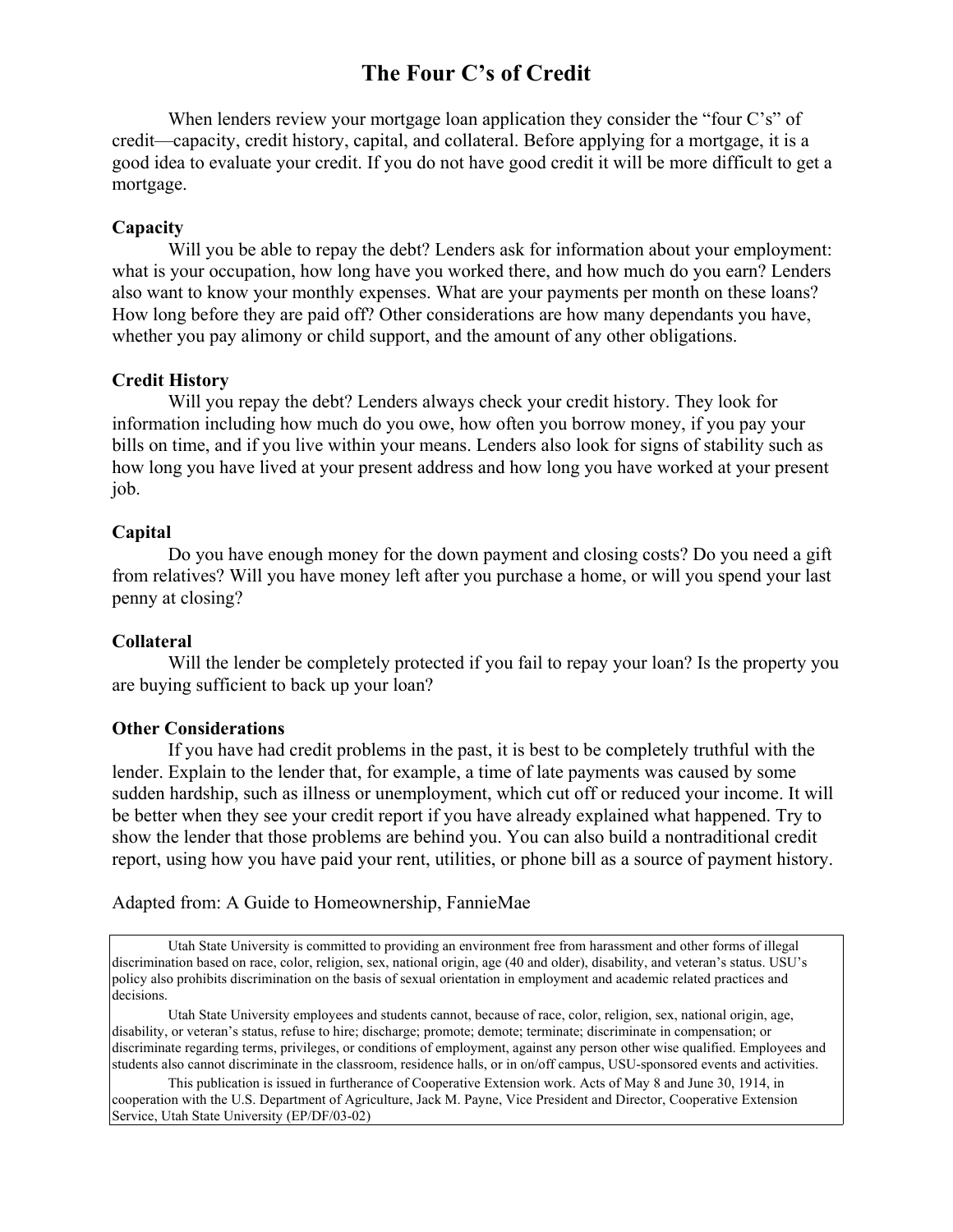# The Four C's of Credit

When lenders review your mortgage loan application they consider the "four C's" of credit—capacity, credit history, capital, and collateral. Before applying for a mortgage, it is a good idea to evaluate your credit. If you do not have good credit it will be more difficult to get a mortgage.

**Capacity**

Will you be able to repay the debt? Lenders ask for information about your employment: what is your occupation, how long have you worked there, and how much do you earn? Lenders also want to know your monthly expenses. What are your payments per month on these loans? How long before they are paid off? Other considerations are how many dependants you have, whether you pay alimony or child support, and the amount of any other obligations.

**Credit History**

Will you repay the debt? Lenders always check your credit history. They look for information including how much do you owe, how often you borrow money, if you pay your bills on time, and if you live within your means. Lenders also look for signs of stability such as how long you have lived at your present address and how long you have worked at your present job.

**Capital**

Do you have enough money for the down payment and closing costs? Do you need a gift from relatives? Will you have money left after you purchase a home, or will you spend your last penny at closing?

**Collateral**

Will the lender be completely protected if you fail to repay your loan? Is the property you are buying sufficient to back up your loan?

**Other Considerations**

If you have had credit problems in the past, it is best to be completely truthful with the lender. Explain to the lender that, for example, a time of late payments was caused by some sudden hardship, such as illness or unemployment, which cut off or reduced your income. It will be better when they see your credit report if you have already explained what happened. Try to show the lender that those problems are behind you. You can also build a nontraditional credit report, using how you have paid your rent, utilities, or phone bill as a source of payment history.

Adapted from: A Guide to Homeownership, FannieMae

Utah State University is committed to providing an environment free from harassment and other forms of illegal discrimination based on race, color, religion, sex, national origin, age (40 and older), disability, and veteran's status. USU's policy also prohibits discrimination on the basis of sexual orientation in employment and academic related practices and decisions.

Utah State University employees and students cannot, because of race, color, religion, sex, national origin, age, disability, or veteran's status, refuse to hire; discharge; promote; demote; terminate; discriminate in compensation; or discriminate regarding terms, privileges, or conditions of employment, against any person other wise qualified. Employees and students also cannot discriminate in the classroom, residence halls, or in on/off campus, USU-sponsored events and activities.

This publication is issued in furtherance of Cooperative Extension work. Acts of May 8 and June 30, 1914, in cooperation with the U.S. Department of Agriculture, Jack M. Payne, Vice President and Director, Cooperative Extension Service, Utah State University (EP/DF/03-02)